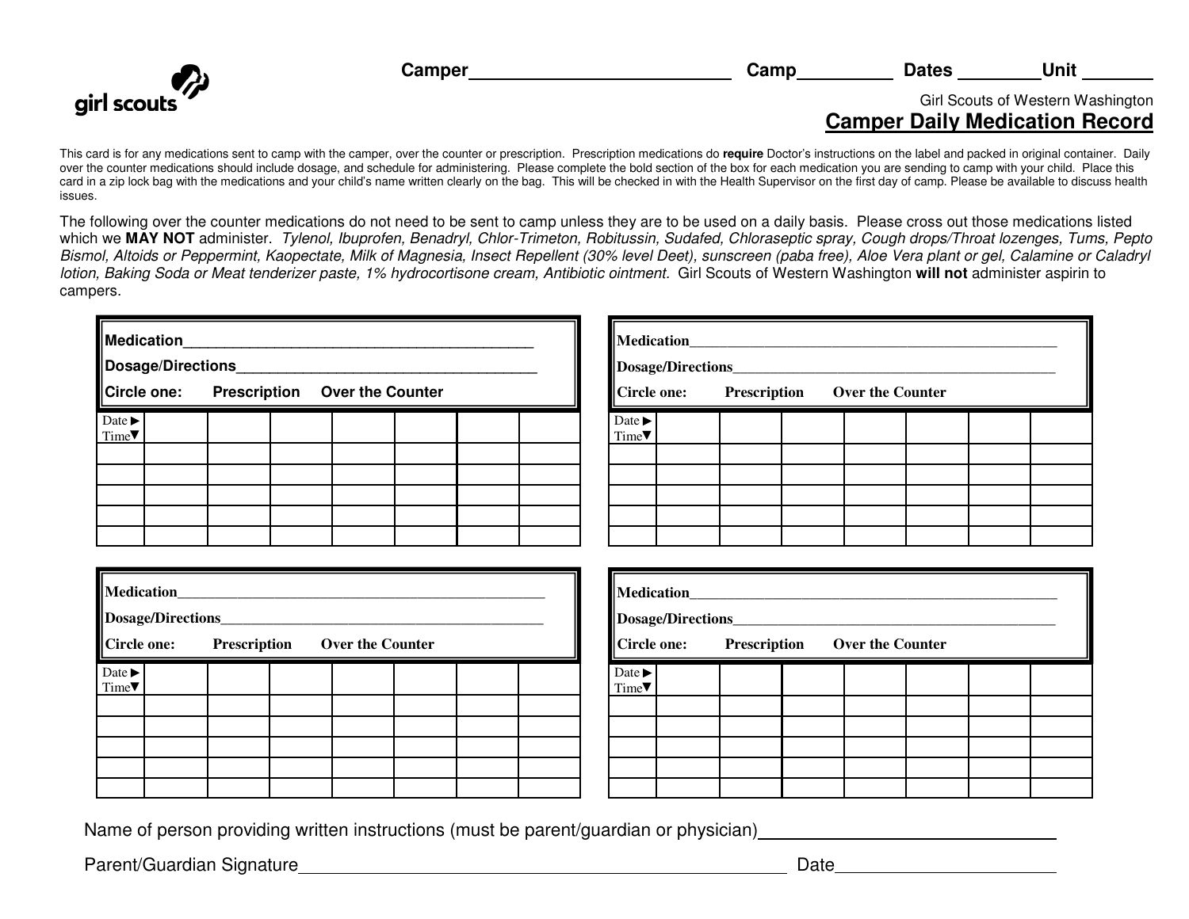girl scouts

Camper\_\_\_\_\_\_\_\_\_\_\_\_\_\_\_\_\_\_\_\_\_\_\_\_\_\_ Camp\_\_\_\_\_\_\_\_\_ Dates \_\_\_\_\_\_\_\_Unit \_\_\_\_\_\_\_

Girl Scouts of Western Washington

# Camper Daily Medication Record

This card is for any medications sent to camp with the camper, over the counter or prescription. Prescription medications do **require** Doctor's instructions on the label and packed in original container. Daily over the counter medications should include dosage, and schedule for administering. Please complete the bold section of the box for each medication you are sending to camp with your child. Place this card in a zip lock bag with the medications and your child's name written clearly on the bag. This will be checked in with the Health Supervisor on the first day of camp. Please be available to discuss health issues.

The following over the counter medications do not need to be sent to camp unless they are to be used on a daily basis. Please cross out those medications listed which we **MAY NOT** administer. *Tylenol, Ibuprofen, Benadryl, Chlor-Trimeton, Robitussin, Sudafed, Chloraseptic spray, Cough drops/Throat lozenges, Tums, Pepto Bismol, Altoids or Peppermint, Kaopectate, Milk of Magnesia, Insect Repellent (30% level Deet), sunscreen (paba free), Aloe Vera plant or gel, Calamine or Caladryl lotion, Baking Soda or Meat tenderizer paste, 1% hydrocortisone cream, Antibiotic ointment.* Girl Scouts of Western Washington **will not** administer aspirin to campers.

**Medication**\_\_\_\_\_\_\_\_\_\_\_\_\_\_\_\_\_\_\_\_\_\_\_\_\_\_\_\_\_\_\_\_\_\_\_\_\_\_\_\_\_\_

**Dosage/Directions**\_\_\_\_\_\_\_\_\_\_\_\_\_\_\_\_\_\_\_\_\_\_\_\_\_\_\_\_\_\_\_\_\_\_\_\_\_

**Circle one: Prescription Over the Counter**

| Date ► Time▼ | | | | | | | |
|---|---|---|---|---|---|---|---|
| | | | | | | | |
| | | | | | | | |
| | | | | | | | |
| | | | | | | | |
| | | | | | | | |

**Medication**\_\_\_\_\_\_\_\_\_\_\_\_\_\_\_\_\_\_\_\_\_\_\_\_\_\_\_\_\_\_\_\_\_\_\_\_\_\_\_\_\_\_

**Dosage/Directions**\_\_\_\_\_\_\_\_\_\_\_\_\_\_\_\_\_\_\_\_\_\_\_\_\_\_\_\_\_\_\_\_\_\_\_\_\_

**Circle one: Prescription Over the Counter**

| Date ► Time▼ | | | | | | | |
|---|---|---|---|---|---|---|---|
| | | | | | | | |
| | | | | | | | |
| | | | | | | | |
| | | | | | | | |
| | | | | | | | |

**Medication**\_\_\_\_\_\_\_\_\_\_\_\_\_\_\_\_\_\_\_\_\_\_\_\_\_\_\_\_\_\_\_\_\_\_\_\_\_\_\_\_\_\_

**Dosage/Directions**\_\_\_\_\_\_\_\_\_\_\_\_\_\_\_\_\_\_\_\_\_\_\_\_\_\_\_\_\_\_\_\_\_\_\_\_\_

**Circle one: Prescription Over the Counter**

| Date ► Time▼ | | | | | | | |
|---|---|---|---|---|---|---|---|
| | | | | | | | |
| | | | | | | | |
| | | | | | | | |
| | | | | | | | |
| | | | | | | | |

**Medication**\_\_\_\_\_\_\_\_\_\_\_\_\_\_\_\_\_\_\_\_\_\_\_\_\_\_\_\_\_\_\_\_\_\_\_\_\_\_\_\_\_\_

**Dosage/Directions**\_\_\_\_\_\_\_\_\_\_\_\_\_\_\_\_\_\_\_\_\_\_\_\_\_\_\_\_\_\_\_\_\_\_\_\_\_

**Circle one: Prescription Over the Counter**

| Date ► Time▼ | | | | | | | |
|---|---|---|---|---|---|---|---|
| | | | | | | | |
| | | | | | | | |
| | | | | | | | |
| | | | | | | | |
| | | | | | | | |

Name of person providing written instructions (must be parent/guardian or physician)\_\_\_\_\_\_\_\_\_\_\_\_\_\_\_\_\_\_\_\_\_\_\_\_\_\_\_\_\_\_

Parent/Guardian Signature\_\_\_\_\_\_\_\_\_\_\_\_\_\_\_\_\_\_\_\_\_\_\_\_\_\_\_\_\_\_\_\_\_\_\_\_\_\_\_\_\_\_\_\_\_\_\_\_\_\_\_ Date\_\_\_\_\_\_\_\_\_\_\_\_\_\_\_\_\_\_\_\_\_\_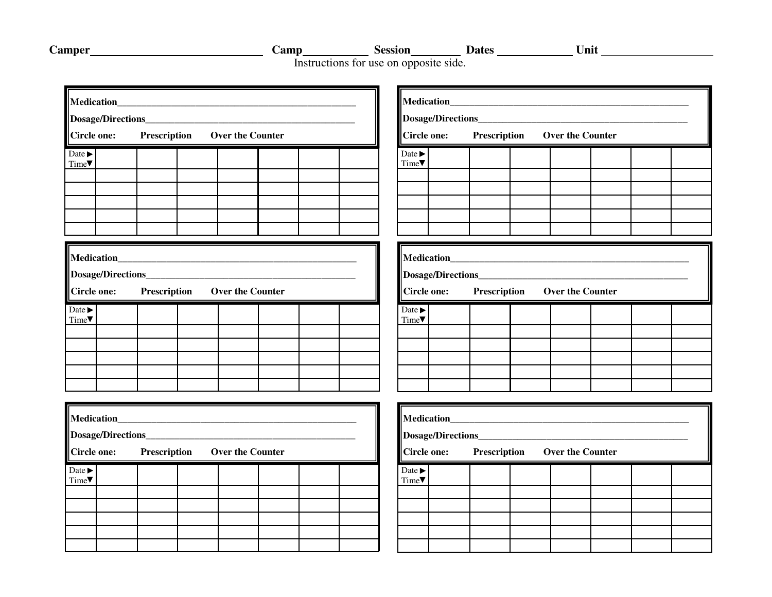**Camper**______________________________ **Camp**___________ **Session**________ **Dates** ____________ **Unit** __________________

Instructions for use on opposite side.

**Medication**_______________________________________________

**Dosage/Directions**__________________________________________

**Circle one:** **Prescription** **Over the Counter**

| Date ▶ Time▼ | | | | | | | |
|---|---|---|---|---|---|---|---|
| | | | | | | | |
| | | | | | | | |
| | | | | | | | |
| | | | | | | | |
| | | | | | | | |

**Medication**_______________________________________________

**Dosage/Directions**__________________________________________

**Circle one:** **Prescription** **Over the Counter**

| Date ▶ Time▼ | | | | | | | |
|---|---|---|---|---|---|---|---|
| | | | | | | | |
| | | | | | | | |
| | | | | | | | |
| | | | | | | | |
| | | | | | | | |

**Medication**_______________________________________________

**Dosage/Directions**__________________________________________

**Circle one:** **Prescription** **Over the Counter**

| Date ▶ Time▼ | | | | | | | |
|---|---|---|---|---|---|---|---|
| | | | | | | | |
| | | | | | | | |
| | | | | | | | |
| | | | | | | | |
| | | | | | | | |

**Medication**_______________________________________________

**Dosage/Directions**__________________________________________

**Circle one:** **Prescription** **Over the Counter**

| Date ▶ Time▼ | | | | | | | |
|---|---|---|---|---|---|---|---|
| | | | | | | | |
| | | | | | | | |
| | | | | | | | |
| | | | | | | | |
| | | | | | | | |

**Medication**_______________________________________________

**Dosage/Directions**__________________________________________

**Circle one:** **Prescription** **Over the Counter**

| Date ▶ Time▼ | | | | | | | |
|---|---|---|---|---|---|---|---|
| | | | | | | | |
| | | | | | | | |
| | | | | | | | |
| | | | | | | | |
| | | | | | | | |

**Medication**_______________________________________________

**Dosage/Directions**__________________________________________

**Circle one:** **Prescription** **Over the Counter**

| Date ▶ Time▼ | | | | | | | |
|---|---|---|---|---|---|---|---|
| | | | | | | | |
| | | | | | | | |
| | | | | | | | |
| | | | | | | | |
| | | | | | | | |